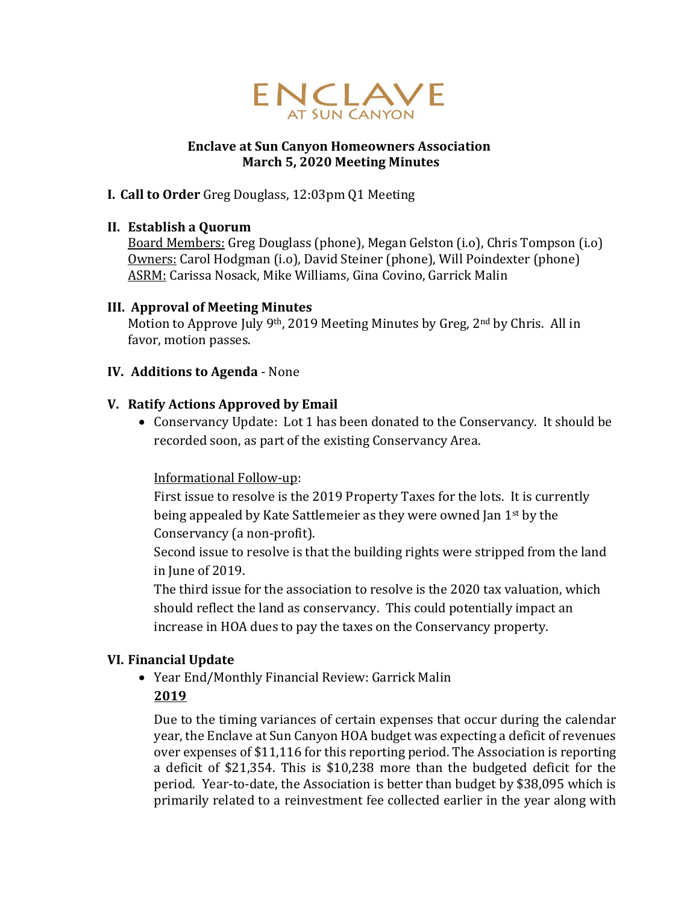ENCLAVE
AT SUN CANYON

**Enclave at Sun Canyon Homeowners Association**
**March 5, 2020 Meeting Minutes**

**I. Call to Order** Greg Douglass, 12:03pm Q1 Meeting

**II. Establish a Quorum**
Board Members: Greg Douglass (phone), Megan Gelston (i.o), Chris Tompson (i.o)
Owners: Carol Hodgman (i.o), David Steiner (phone), Will Poindexter (phone)
ASRM: Carissa Nosack, Mike Williams, Gina Covino, Garrick Malin

**III. Approval of Meeting Minutes**
Motion to Approve July 9th, 2019 Meeting Minutes by Greg, 2nd by Chris. All in favor, motion passes.

**IV. Additions to Agenda** - None

**V. Ratify Actions Approved by Email**

- Conservancy Update: Lot 1 has been donated to the Conservancy. It should be recorded soon, as part of the existing Conservancy Area.

  Informational Follow-up:
  First issue to resolve is the 2019 Property Taxes for the lots. It is currently being appealed by Kate Sattlemeier as they were owned Jan 1st by the Conservancy (a non-profit).
  Second issue to resolve is that the building rights were stripped from the land in June of 2019.
  The third issue for the association to resolve is the 2020 tax valuation, which should reflect the land as conservancy. This could potentially impact an increase in HOA dues to pay the taxes on the Conservancy property.

**VI. Financial Update**

- Year End/Monthly Financial Review: Garrick Malin

  **2019**

  Due to the timing variances of certain expenses that occur during the calendar year, the Enclave at Sun Canyon HOA budget was expecting a deficit of revenues over expenses of $11,116 for this reporting period. The Association is reporting a deficit of $21,354. This is $10,238 more than the budgeted deficit for the period. Year-to-date, the Association is better than budget by $38,095 which is primarily related to a reinvestment fee collected earlier in the year along with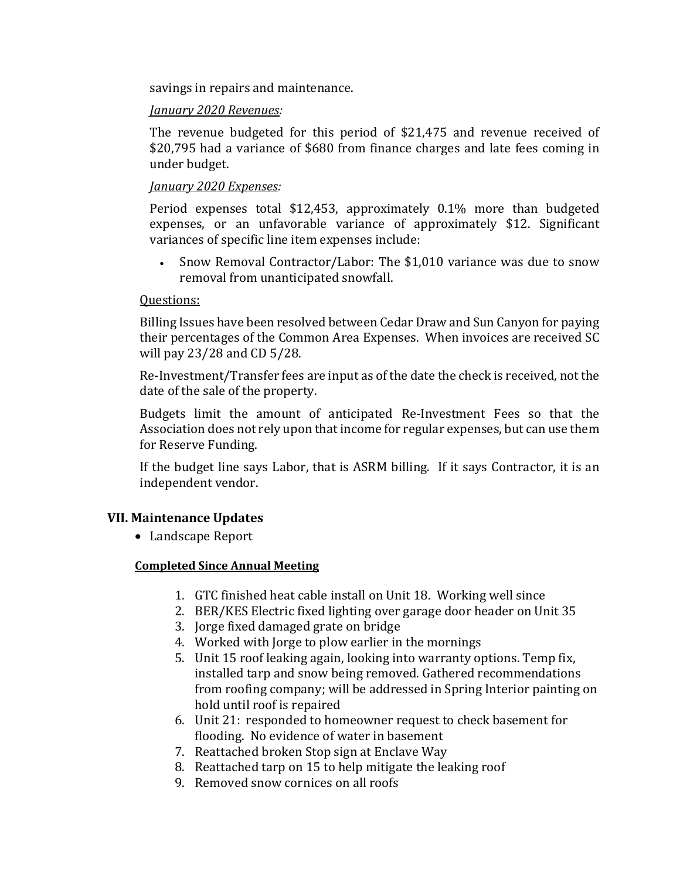savings in repairs and maintenance.

*January 2020 Revenues:*

The revenue budgeted for this period of $21,475 and revenue received of $20,795 had a variance of $680 from finance charges and late fees coming in under budget.

*January 2020 Expenses:*

Period expenses total $12,453, approximately 0.1% more than budgeted expenses, or an unfavorable variance of approximately $12. Significant variances of specific line item expenses include:

- Snow Removal Contractor/Labor: The $1,010 variance was due to snow removal from unanticipated snowfall.

Questions:

Billing Issues have been resolved between Cedar Draw and Sun Canyon for paying their percentages of the Common Area Expenses. When invoices are received SC will pay 23/28 and CD 5/28.

Re-Investment/Transfer fees are input as of the date the check is received, not the date of the sale of the property.

Budgets limit the amount of anticipated Re-Investment Fees so that the Association does not rely upon that income for regular expenses, but can use them for Reserve Funding.

If the budget line says Labor, that is ASRM billing. If it says Contractor, it is an independent vendor.

## VII. Maintenance Updates

- Landscape Report

**Completed Since Annual Meeting**

1. GTC finished heat cable install on Unit 18. Working well since
2. BER/KES Electric fixed lighting over garage door header on Unit 35
3. Jorge fixed damaged grate on bridge
4. Worked with Jorge to plow earlier in the mornings
5. Unit 15 roof leaking again, looking into warranty options. Temp fix, installed tarp and snow being removed. Gathered recommendations from roofing company; will be addressed in Spring Interior painting on hold until roof is repaired
6. Unit 21: responded to homeowner request to check basement for flooding. No evidence of water in basement
7. Reattached broken Stop sign at Enclave Way
8. Reattached tarp on 15 to help mitigate the leaking roof
9. Removed snow cornices on all roofs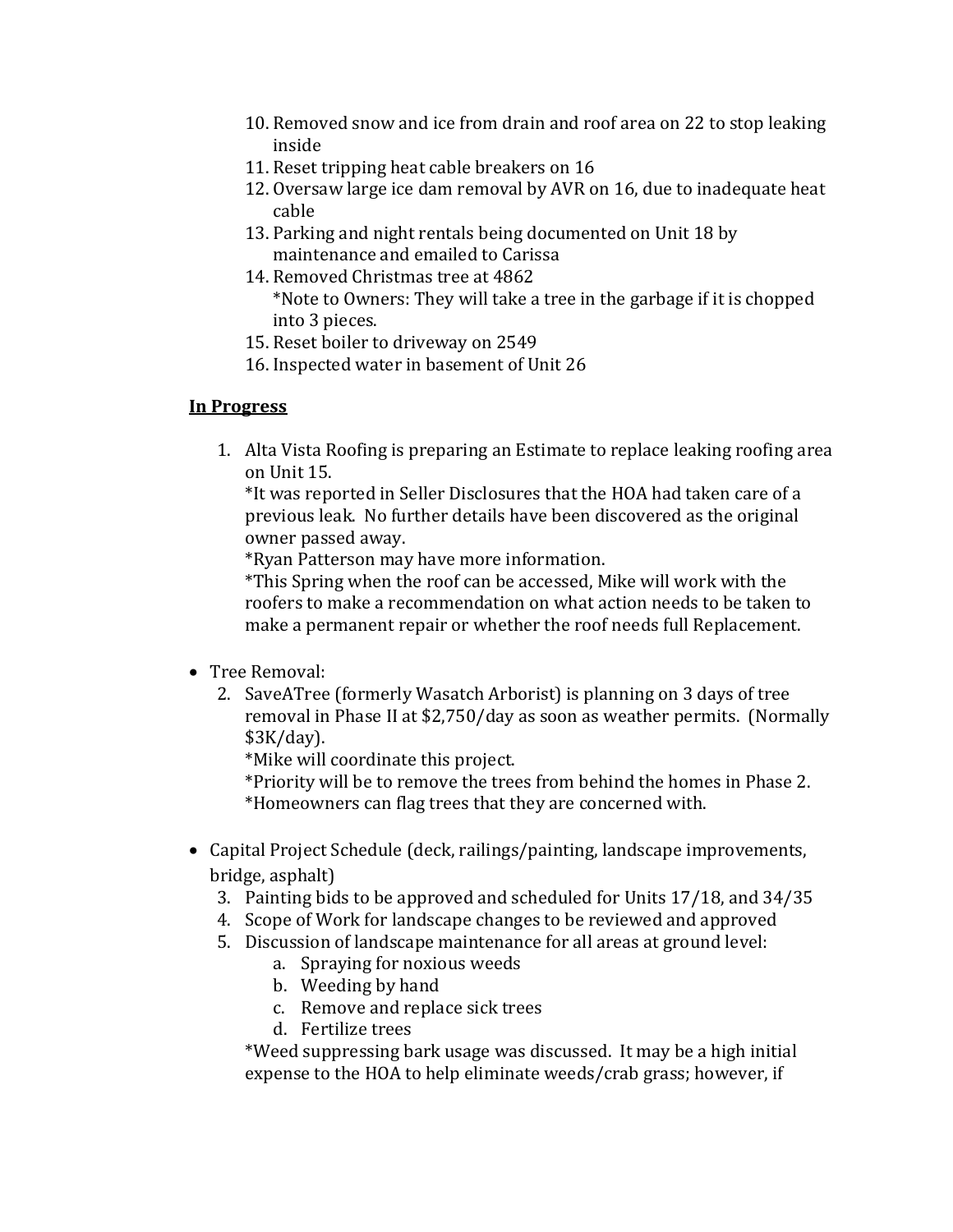10. Removed snow and ice from drain and roof area on 22 to stop leaking inside
11. Reset tripping heat cable breakers on 16
12. Oversaw large ice dam removal by AVR on 16, due to inadequate heat cable
13. Parking and night rentals being documented on Unit 18 by maintenance and emailed to Carissa
14. Removed Christmas tree at 4862
    *Note to Owners: They will take a tree in the garbage if it is chopped into 3 pieces.
15. Reset boiler to driveway on 2549
16. Inspected water in basement of Unit 26

**In Progress**

1. Alta Vista Roofing is preparing an Estimate to replace leaking roofing area on Unit 15.
   *It was reported in Seller Disclosures that the HOA had taken care of a previous leak. No further details have been discovered as the original owner passed away.
   *Ryan Patterson may have more information.
   *This Spring when the roof can be accessed, Mike will work with the roofers to make a recommendation on what action needs to be taken to make a permanent repair or whether the roof needs full Replacement.

- Tree Removal:
  2. SaveATree (formerly Wasatch Arborist) is planning on 3 days of tree removal in Phase II at $2,750/day as soon as weather permits. (Normally $3K/day).
     *Mike will coordinate this project.
     *Priority will be to remove the trees from behind the homes in Phase 2.
     *Homeowners can flag trees that they are concerned with.

- Capital Project Schedule (deck, railings/painting, landscape improvements, bridge, asphalt)
  3. Painting bids to be approved and scheduled for Units 17/18, and 34/35
  4. Scope of Work for landscape changes to be reviewed and approved
  5. Discussion of landscape maintenance for all areas at ground level:
     a. Spraying for noxious weeds
     b. Weeding by hand
     c. Remove and replace sick trees
     d. Fertilize trees

     *Weed suppressing bark usage was discussed. It may be a high initial expense to the HOA to help eliminate weeds/crab grass; however, if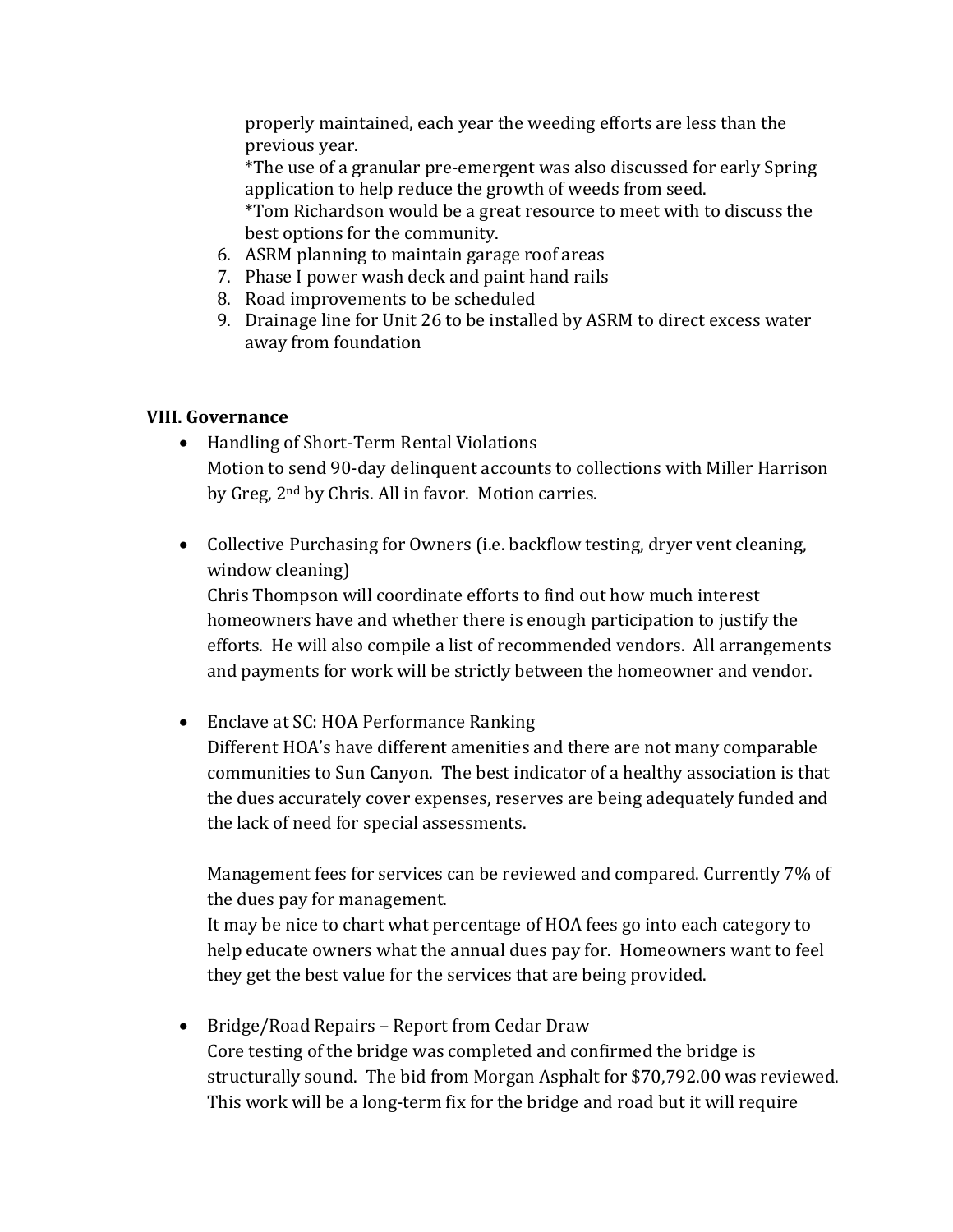properly maintained, each year the weeding efforts are less than the previous year.
*The use of a granular pre-emergent was also discussed for early Spring application to help reduce the growth of weeds from seed.
*Tom Richardson would be a great resource to meet with to discuss the best options for the community.

6. ASRM planning to maintain garage roof areas
7. Phase I power wash deck and paint hand rails
8. Road improvements to be scheduled
9. Drainage line for Unit 26 to be installed by ASRM to direct excess water away from foundation

**VIII. Governance**

- Handling of Short-Term Rental Violations
  Motion to send 90-day delinquent accounts to collections with Miller Harrison by Greg, 2nd by Chris. All in favor. Motion carries.

- Collective Purchasing for Owners (i.e. backflow testing, dryer vent cleaning, window cleaning)
  Chris Thompson will coordinate efforts to find out how much interest homeowners have and whether there is enough participation to justify the efforts. He will also compile a list of recommended vendors. All arrangements and payments for work will be strictly between the homeowner and vendor.

- Enclave at SC: HOA Performance Ranking
  Different HOA's have different amenities and there are not many comparable communities to Sun Canyon. The best indicator of a healthy association is that the dues accurately cover expenses, reserves are being adequately funded and the lack of need for special assessments.

  Management fees for services can be reviewed and compared. Currently 7% of the dues pay for management.
  It may be nice to chart what percentage of HOA fees go into each category to help educate owners what the annual dues pay for. Homeowners want to feel they get the best value for the services that are being provided.

- Bridge/Road Repairs – Report from Cedar Draw
  Core testing of the bridge was completed and confirmed the bridge is structurally sound. The bid from Morgan Asphalt for $70,792.00 was reviewed. This work will be a long-term fix for the bridge and road but it will require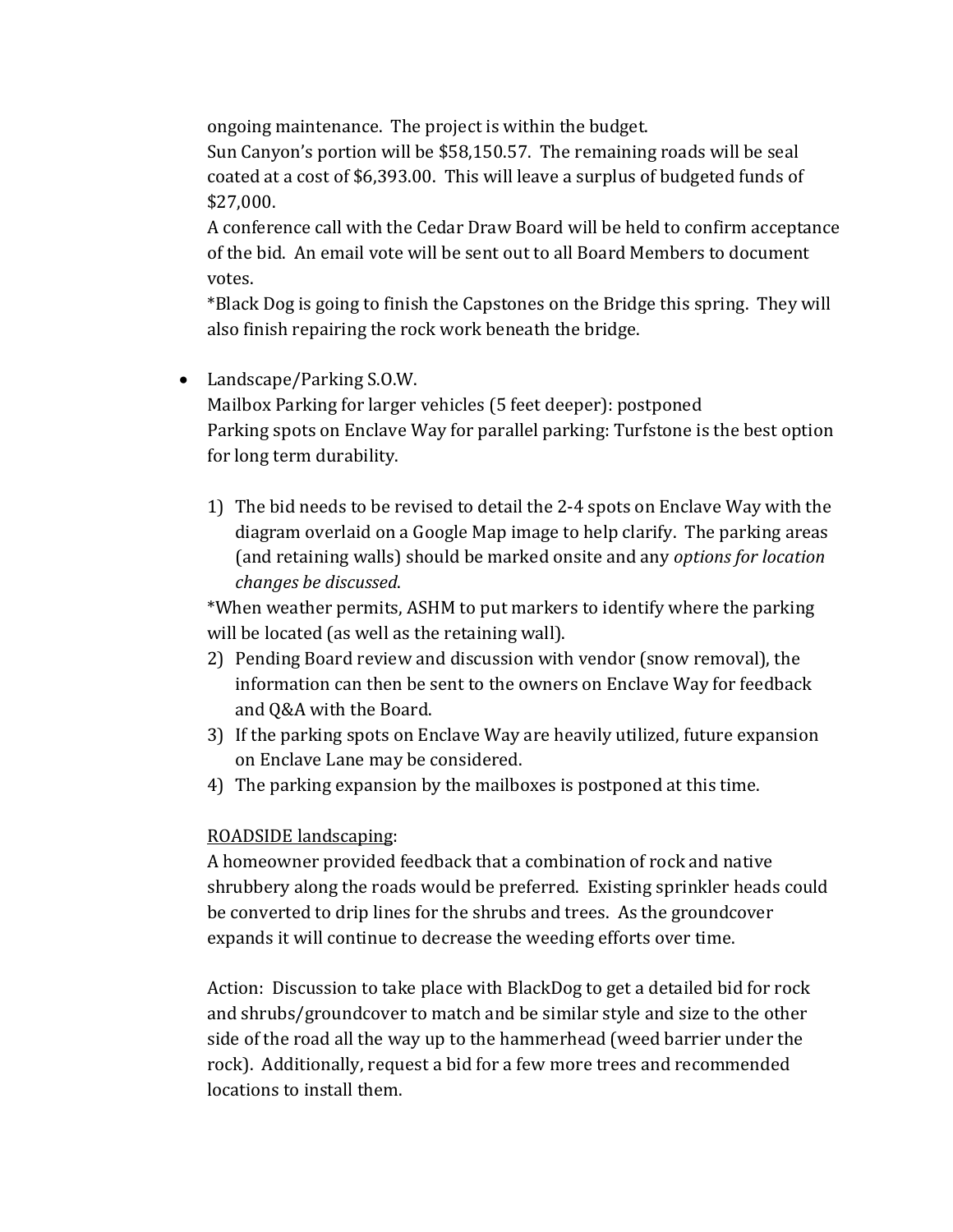ongoing maintenance. The project is within the budget.
Sun Canyon's portion will be $58,150.57. The remaining roads will be seal coated at a cost of $6,393.00. This will leave a surplus of budgeted funds of $27,000.
A conference call with the Cedar Draw Board will be held to confirm acceptance of the bid. An email vote will be sent out to all Board Members to document votes.
*Black Dog is going to finish the Capstones on the Bridge this spring. They will also finish repairing the rock work beneath the bridge.

- Landscape/Parking S.O.W.
  Mailbox Parking for larger vehicles (5 feet deeper): postponed
  Parking spots on Enclave Way for parallel parking: Turfstone is the best option for long term durability.

  1) The bid needs to be revised to detail the 2-4 spots on Enclave Way with the diagram overlaid on a Google Map image to help clarify. The parking areas (and retaining walls) should be marked onsite and any *options for location changes be discussed.*

     *When weather permits, ASHM to put markers to identify where the parking will be located (as well as the retaining wall).
  2) Pending Board review and discussion with vendor (snow removal), the information can then be sent to the owners on Enclave Way for feedback and Q&A with the Board.
  3) If the parking spots on Enclave Way are heavily utilized, future expansion on Enclave Lane may be considered.
  4) The parking expansion by the mailboxes is postponed at this time.

  <u>ROADSIDE landscaping</u>:
  A homeowner provided feedback that a combination of rock and native shrubbery along the roads would be preferred. Existing sprinkler heads could be converted to drip lines for the shrubs and trees. As the groundcover expands it will continue to decrease the weeding efforts over time.

  Action: Discussion to take place with BlackDog to get a detailed bid for rock and shrubs/groundcover to match and be similar style and size to the other side of the road all the way up to the hammerhead (weed barrier under the rock). Additionally, request a bid for a few more trees and recommended locations to install them.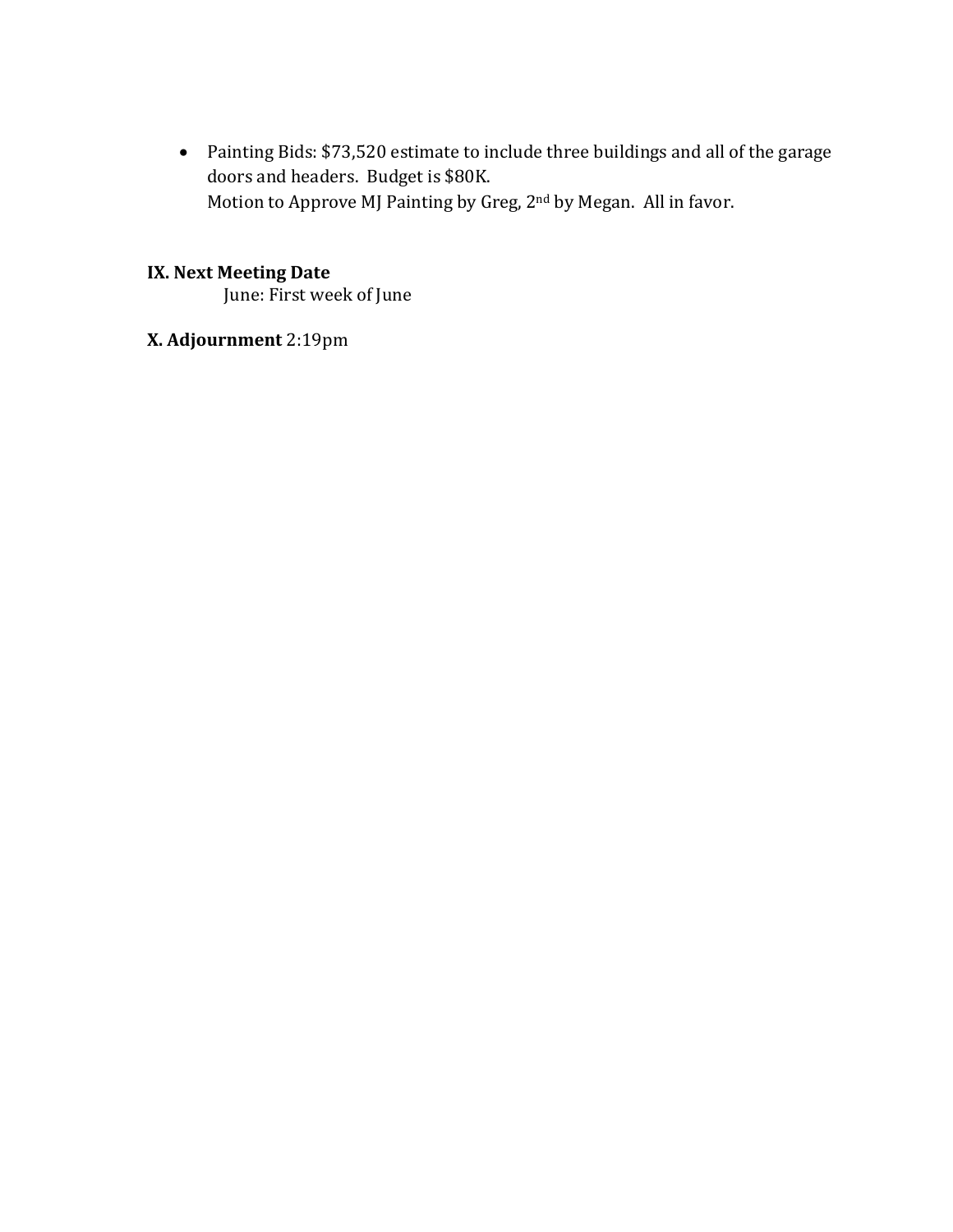- Painting Bids: $73,520 estimate to include three buildings and all of the garage doors and headers. Budget is $80K.
  Motion to Approve MJ Painting by Greg, 2nd by Megan. All in favor.

**IX. Next Meeting Date**

June: First week of June

**X. Adjournment** 2:19pm